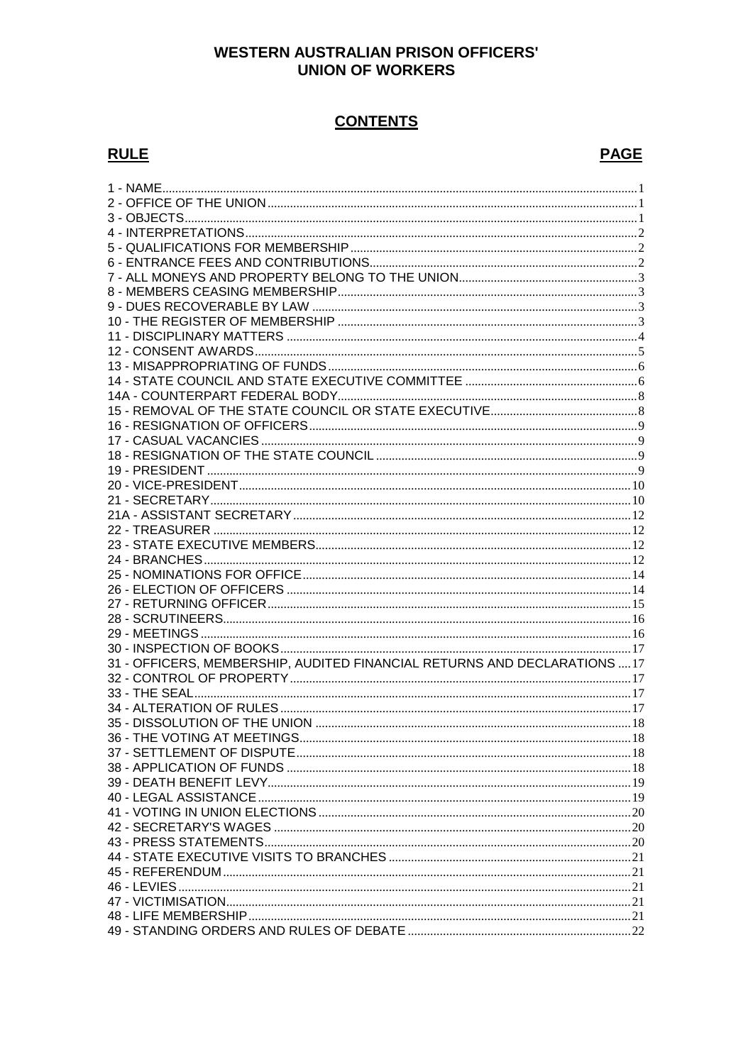# WESTERN AUSTRALIAN PRISON OFFICERS' UNION OF WORKERS

## CONTENTS

| RULE | PAGE |
|---|---|
| 1 - NAME | 1 |
| 2 - OFFICE OF THE UNION | 1 |
| 3 - OBJECTS | 1 |
| 4 - INTERPRETATIONS | 2 |
| 5 - QUALIFICATIONS FOR MEMBERSHIP | 2 |
| 6 - ENTRANCE FEES AND CONTRIBUTIONS | 2 |
| 7 - ALL MONEYS AND PROPERTY BELONG TO THE UNION | 3 |
| 8 - MEMBERS CEASING MEMBERSHIP | 3 |
| 9 - DUES RECOVERABLE BY LAW | 3 |
| 10 - THE REGISTER OF MEMBERSHIP | 3 |
| 11 - DISCIPLINARY MATTERS | 4 |
| 12 - CONSENT AWARDS | 5 |
| 13 - MISAPPROPRIATING OF FUNDS | 6 |
| 14 - STATE COUNCIL AND STATE EXECUTIVE COMMITTEE | 6 |
| 14A - COUNTERPART FEDERAL BODY | 8 |
| 15 - REMOVAL OF THE STATE COUNCIL OR STATE EXECUTIVE | 8 |
| 16 - RESIGNATION OF OFFICERS | 9 |
| 17 - CASUAL VACANCIES | 9 |
| 18 - RESIGNATION OF THE STATE COUNCIL | 9 |
| 19 - PRESIDENT | 9 |
| 20 - VICE-PRESIDENT | 10 |
| 21 - SECRETARY | 10 |
| 21A - ASSISTANT SECRETARY | 12 |
| 22 - TREASURER | 12 |
| 23 - STATE EXECUTIVE MEMBERS | 12 |
| 24 - BRANCHES | 12 |
| 25 - NOMINATIONS FOR OFFICE | 14 |
| 26 - ELECTION OF OFFICERS | 14 |
| 27 - RETURNING OFFICER | 15 |
| 28 - SCRUTINEERS | 16 |
| 29 - MEETINGS | 16 |
| 30 - INSPECTION OF BOOKS | 17 |
| 31 - OFFICERS, MEMBERSHIP, AUDITED FINANCIAL RETURNS AND DECLARATIONS | 17 |
| 32 - CONTROL OF PROPERTY | 17 |
| 33 - THE SEAL | 17 |
| 34 - ALTERATION OF RULES | 17 |
| 35 - DISSOLUTION OF THE UNION | 18 |
| 36 - THE VOTING AT MEETINGS | 18 |
| 37 - SETTLEMENT OF DISPUTE | 18 |
| 38 - APPLICATION OF FUNDS | 18 |
| 39 - DEATH BENEFIT LEVY | 19 |
| 40 - LEGAL ASSISTANCE | 19 |
| 41 - VOTING IN UNION ELECTIONS | 20 |
| 42 - SECRETARY'S WAGES | 20 |
| 43 - PRESS STATEMENTS | 20 |
| 44 - STATE EXECUTIVE VISITS TO BRANCHES | 21 |
| 45 - REFERENDUM | 21 |
| 46 - LEVIES | 21 |
| 47 - VICTIMISATION | 21 |
| 48 - LIFE MEMBERSHIP | 21 |
| 49 - STANDING ORDERS AND RULES OF DEBATE | 22 |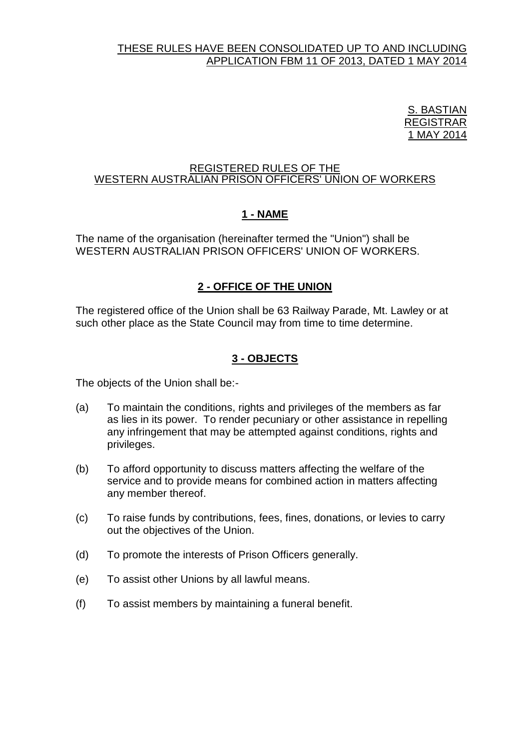THESE RULES HAVE BEEN CONSOLIDATED UP TO AND INCLUDING APPLICATION FBM 11 OF 2013, DATED 1 MAY 2014

S. BASTIAN
REGISTRAR
1 MAY 2014

# REGISTERED RULES OF THE WESTERN AUSTRALIAN PRISON OFFICERS' UNION OF WORKERS

## 1 - NAME

The name of the organisation (hereinafter termed the "Union") shall be WESTERN AUSTRALIAN PRISON OFFICERS' UNION OF WORKERS.

## 2 - OFFICE OF THE UNION

The registered office of the Union shall be 63 Railway Parade, Mt. Lawley or at such other place as the State Council may from time to time determine.

## 3 - OBJECTS

The objects of the Union shall be:-

(a) To maintain the conditions, rights and privileges of the members as far as lies in its power. To render pecuniary or other assistance in repelling any infringement that may be attempted against conditions, rights and privileges.

(b) To afford opportunity to discuss matters affecting the welfare of the service and to provide means for combined action in matters affecting any member thereof.

(c) To raise funds by contributions, fees, fines, donations, or levies to carry out the objectives of the Union.

(d) To promote the interests of Prison Officers generally.

(e) To assist other Unions by all lawful means.

(f) To assist members by maintaining a funeral benefit.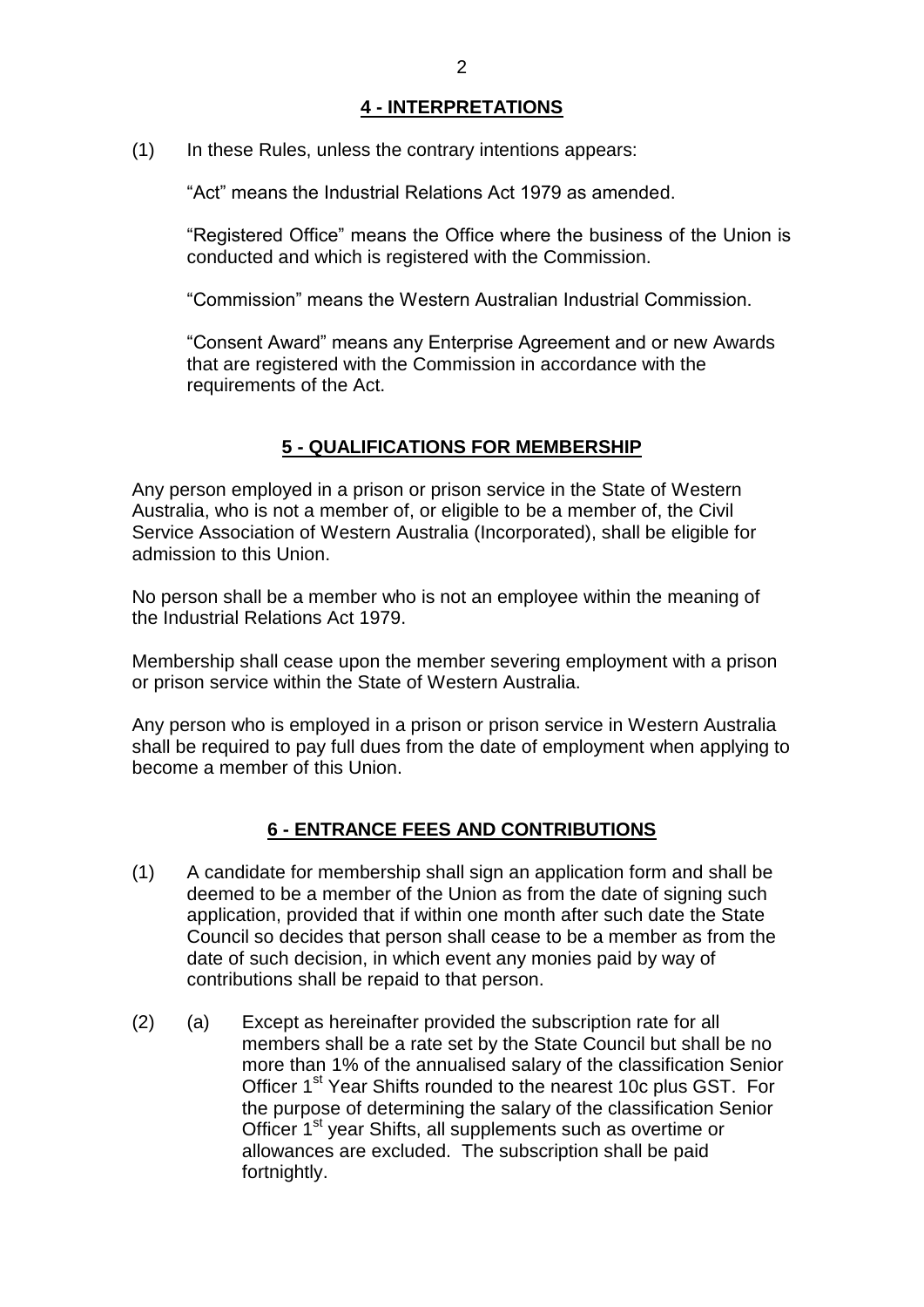## 4 - INTERPRETATIONS

(1) In these Rules, unless the contrary intentions appears:

"Act" means the Industrial Relations Act 1979 as amended.

"Registered Office" means the Office where the business of the Union is conducted and which is registered with the Commission.

"Commission" means the Western Australian Industrial Commission.

"Consent Award" means any Enterprise Agreement and or new Awards that are registered with the Commission in accordance with the requirements of the Act.

## 5 - QUALIFICATIONS FOR MEMBERSHIP

Any person employed in a prison or prison service in the State of Western Australia, who is not a member of, or eligible to be a member of, the Civil Service Association of Western Australia (Incorporated), shall be eligible for admission to this Union.

No person shall be a member who is not an employee within the meaning of the Industrial Relations Act 1979.

Membership shall cease upon the member severing employment with a prison or prison service within the State of Western Australia.

Any person who is employed in a prison or prison service in Western Australia shall be required to pay full dues from the date of employment when applying to become a member of this Union.

## 6 - ENTRANCE FEES AND CONTRIBUTIONS

(1) A candidate for membership shall sign an application form and shall be deemed to be a member of the Union as from the date of signing such application, provided that if within one month after such date the State Council so decides that person shall cease to be a member as from the date of such decision, in which event any monies paid by way of contributions shall be repaid to that person.

(2) (a) Except as hereinafter provided the subscription rate for all members shall be a rate set by the State Council but shall be no more than 1% of the annualised salary of the classification Senior Officer 1st Year Shifts rounded to the nearest 10c plus GST. For the purpose of determining the salary of the classification Senior Officer 1st year Shifts, all supplements such as overtime or allowances are excluded. The subscription shall be paid fortnightly.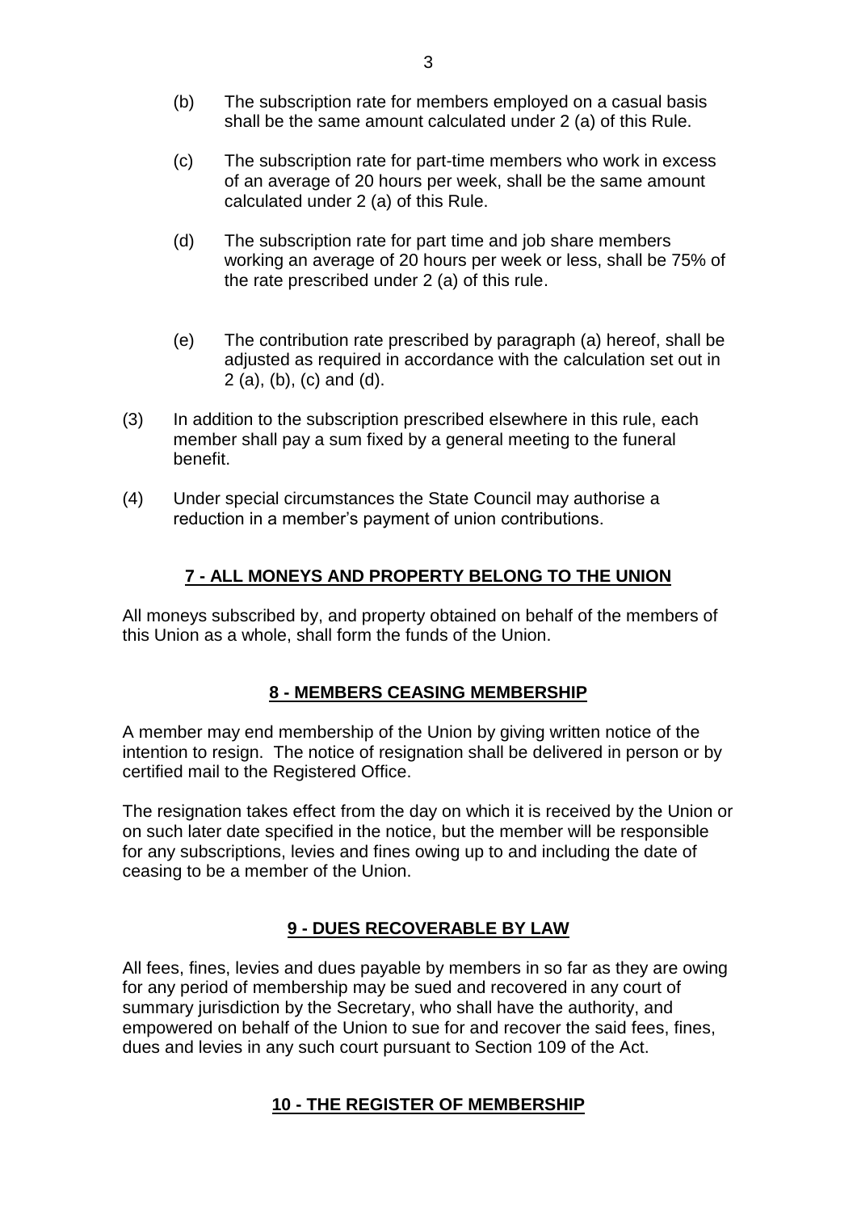(b) The subscription rate for members employed on a casual basis shall be the same amount calculated under 2 (a) of this Rule.

(c) The subscription rate for part-time members who work in excess of an average of 20 hours per week, shall be the same amount calculated under 2 (a) of this Rule.

(d) The subscription rate for part time and job share members working an average of 20 hours per week or less, shall be 75% of the rate prescribed under 2 (a) of this rule.

(e) The contribution rate prescribed by paragraph (a) hereof, shall be adjusted as required in accordance with the calculation set out in 2 (a), (b), (c) and (d).

(3) In addition to the subscription prescribed elsewhere in this rule, each member shall pay a sum fixed by a general meeting to the funeral benefit.

(4) Under special circumstances the State Council may authorise a reduction in a member's payment of union contributions.

## **7 - ALL MONEYS AND PROPERTY BELONG TO THE UNION**

All moneys subscribed by, and property obtained on behalf of the members of this Union as a whole, shall form the funds of the Union.

## **8 - MEMBERS CEASING MEMBERSHIP**

A member may end membership of the Union by giving written notice of the intention to resign. The notice of resignation shall be delivered in person or by certified mail to the Registered Office.

The resignation takes effect from the day on which it is received by the Union or on such later date specified in the notice, but the member will be responsible for any subscriptions, levies and fines owing up to and including the date of ceasing to be a member of the Union.

## **9 - DUES RECOVERABLE BY LAW**

All fees, fines, levies and dues payable by members in so far as they are owing for any period of membership may be sued and recovered in any court of summary jurisdiction by the Secretary, who shall have the authority, and empowered on behalf of the Union to sue for and recover the said fees, fines, dues and levies in any such court pursuant to Section 109 of the Act.

## **10 - THE REGISTER OF MEMBERSHIP**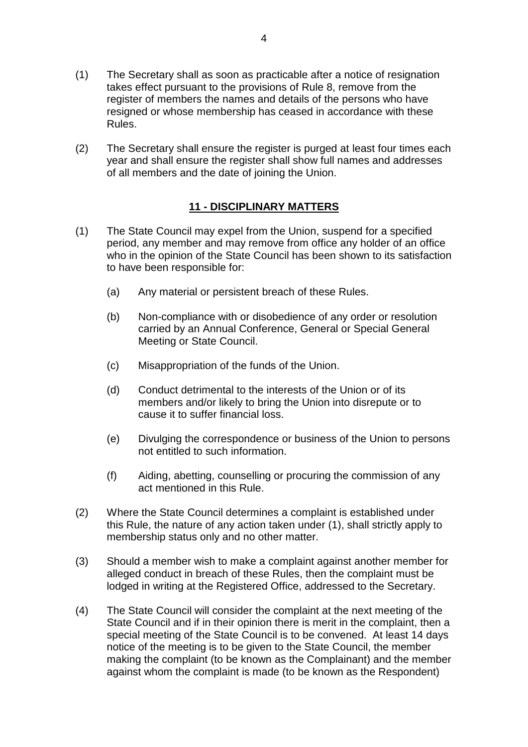(1) The Secretary shall as soon as practicable after a notice of resignation takes effect pursuant to the provisions of Rule 8, remove from the register of members the names and details of the persons who have resigned or whose membership has ceased in accordance with these Rules.

(2) The Secretary shall ensure the register is purged at least four times each year and shall ensure the register shall show full names and addresses of all members and the date of joining the Union.

## 11 - DISCIPLINARY MATTERS

(1) The State Council may expel from the Union, suspend for a specified period, any member and may remove from office any holder of an office who in the opinion of the State Council has been shown to its satisfaction to have been responsible for:

  (a) Any material or persistent breach of these Rules.

  (b) Non-compliance with or disobedience of any order or resolution carried by an Annual Conference, General or Special General Meeting or State Council.

  (c) Misappropriation of the funds of the Union.

  (d) Conduct detrimental to the interests of the Union or of its members and/or likely to bring the Union into disrepute or to cause it to suffer financial loss.

  (e) Divulging the correspondence or business of the Union to persons not entitled to such information.

  (f) Aiding, abetting, counselling or procuring the commission of any act mentioned in this Rule.

(2) Where the State Council determines a complaint is established under this Rule, the nature of any action taken under (1), shall strictly apply to membership status only and no other matter.

(3) Should a member wish to make a complaint against another member for alleged conduct in breach of these Rules, then the complaint must be lodged in writing at the Registered Office, addressed to the Secretary.

(4) The State Council will consider the complaint at the next meeting of the State Council and if in their opinion there is merit in the complaint, then a special meeting of the State Council is to be convened. At least 14 days notice of the meeting is to be given to the State Council, the member making the complaint (to be known as the Complainant) and the member against whom the complaint is made (to be known as the Respondent)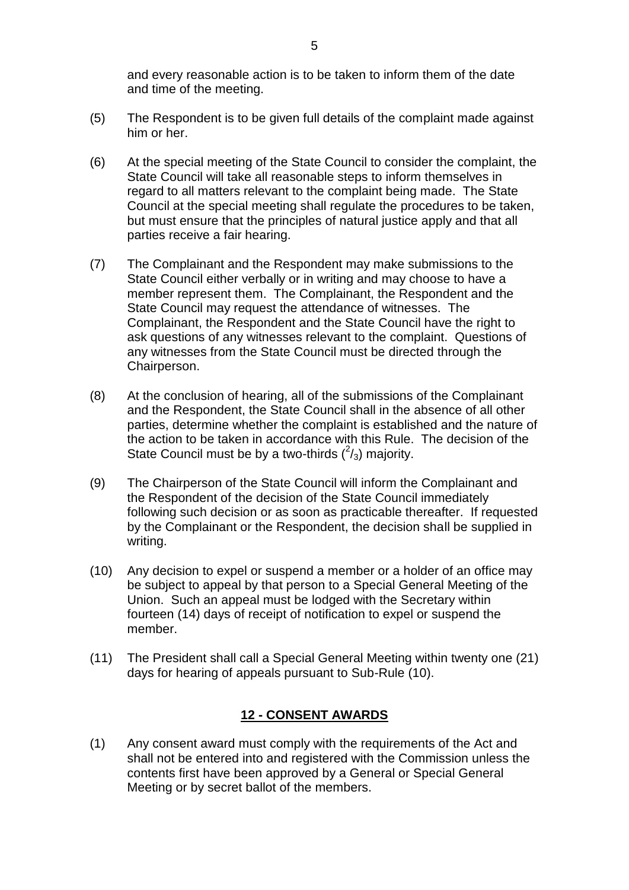and every reasonable action is to be taken to inform them of the date and time of the meeting.

(5) The Respondent is to be given full details of the complaint made against him or her.

(6) At the special meeting of the State Council to consider the complaint, the State Council will take all reasonable steps to inform themselves in regard to all matters relevant to the complaint being made. The State Council at the special meeting shall regulate the procedures to be taken, but must ensure that the principles of natural justice apply and that all parties receive a fair hearing.

(7) The Complainant and the Respondent may make submissions to the State Council either verbally or in writing and may choose to have a member represent them. The Complainant, the Respondent and the State Council may request the attendance of witnesses. The Complainant, the Respondent and the State Council have the right to ask questions of any witnesses relevant to the complaint. Questions of any witnesses from the State Council must be directed through the Chairperson.

(8) At the conclusion of hearing, all of the submissions of the Complainant and the Respondent, the State Council shall in the absence of all other parties, determine whether the complaint is established and the nature of the action to be taken in accordance with this Rule. The decision of the State Council must be by a two-thirds ($^2/_3$) majority.

(9) The Chairperson of the State Council will inform the Complainant and the Respondent of the decision of the State Council immediately following such decision or as soon as practicable thereafter. If requested by the Complainant or the Respondent, the decision shall be supplied in writing.

(10) Any decision to expel or suspend a member or a holder of an office may be subject to appeal by that person to a Special General Meeting of the Union. Such an appeal must be lodged with the Secretary within fourteen (14) days of receipt of notification to expel or suspend the member.

(11) The President shall call a Special General Meeting within twenty one (21) days for hearing of appeals pursuant to Sub-Rule (10).

## 12 - CONSENT AWARDS

(1) Any consent award must comply with the requirements of the Act and shall not be entered into and registered with the Commission unless the contents first have been approved by a General or Special General Meeting or by secret ballot of the members.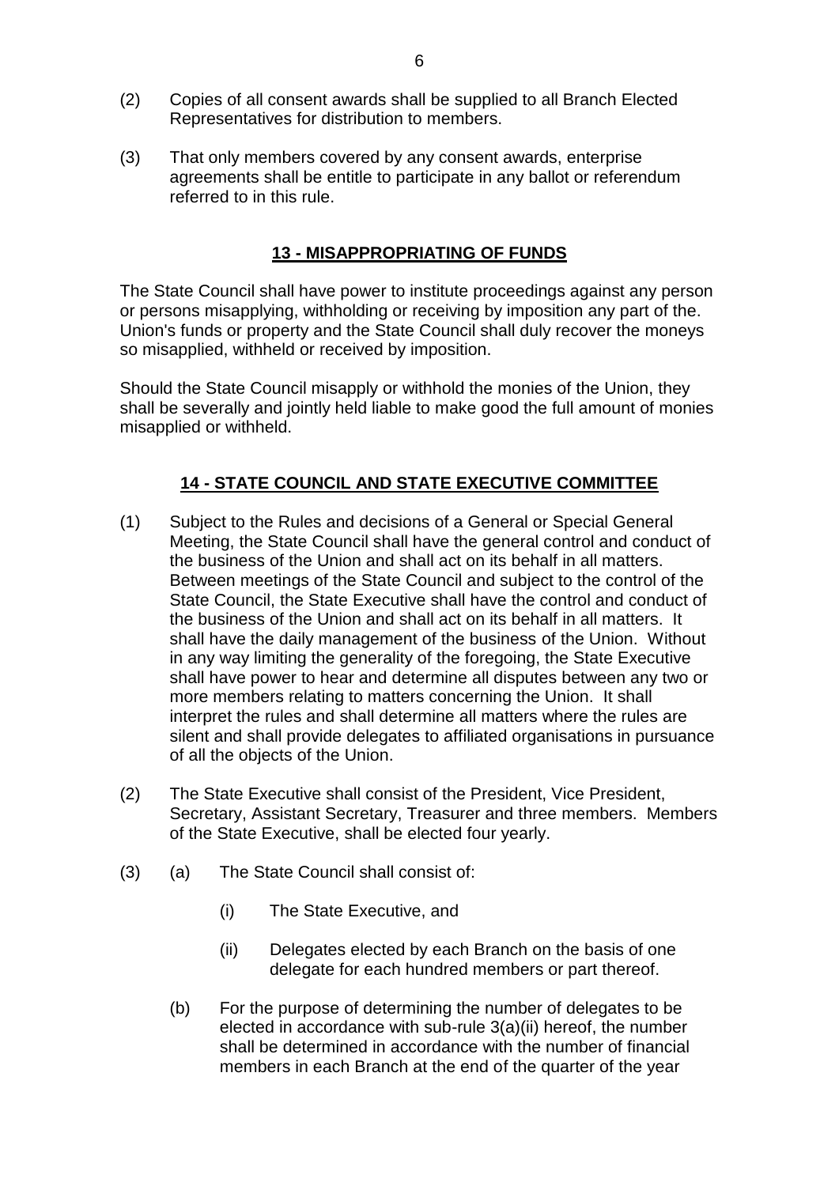(2) Copies of all consent awards shall be supplied to all Branch Elected Representatives for distribution to members.

(3) That only members covered by any consent awards, enterprise agreements shall be entitle to participate in any ballot or referendum referred to in this rule.

## 13 - MISAPPROPRIATING OF FUNDS

The State Council shall have power to institute proceedings against any person or persons misapplying, withholding or receiving by imposition any part of the. Union's funds or property and the State Council shall duly recover the moneys so misapplied, withheld or received by imposition.

Should the State Council misapply or withhold the monies of the Union, they shall be severally and jointly held liable to make good the full amount of monies misapplied or withheld.

## 14 - STATE COUNCIL AND STATE EXECUTIVE COMMITTEE

(1) Subject to the Rules and decisions of a General or Special General Meeting, the State Council shall have the general control and conduct of the business of the Union and shall act on its behalf in all matters. Between meetings of the State Council and subject to the control of the State Council, the State Executive shall have the control and conduct of the business of the Union and shall act on its behalf in all matters. It shall have the daily management of the business of the Union. Without in any way limiting the generality of the foregoing, the State Executive shall have power to hear and determine all disputes between any two or more members relating to matters concerning the Union. It shall interpret the rules and shall determine all matters where the rules are silent and shall provide delegates to affiliated organisations in pursuance of all the objects of the Union.

(2) The State Executive shall consist of the President, Vice President, Secretary, Assistant Secretary, Treasurer and three members. Members of the State Executive, shall be elected four yearly.

(3) (a) The State Council shall consist of:

  (i) The State Executive, and

  (ii) Delegates elected by each Branch on the basis of one delegate for each hundred members or part thereof.

  (b) For the purpose of determining the number of delegates to be elected in accordance with sub-rule 3(a)(ii) hereof, the number shall be determined in accordance with the number of financial members in each Branch at the end of the quarter of the year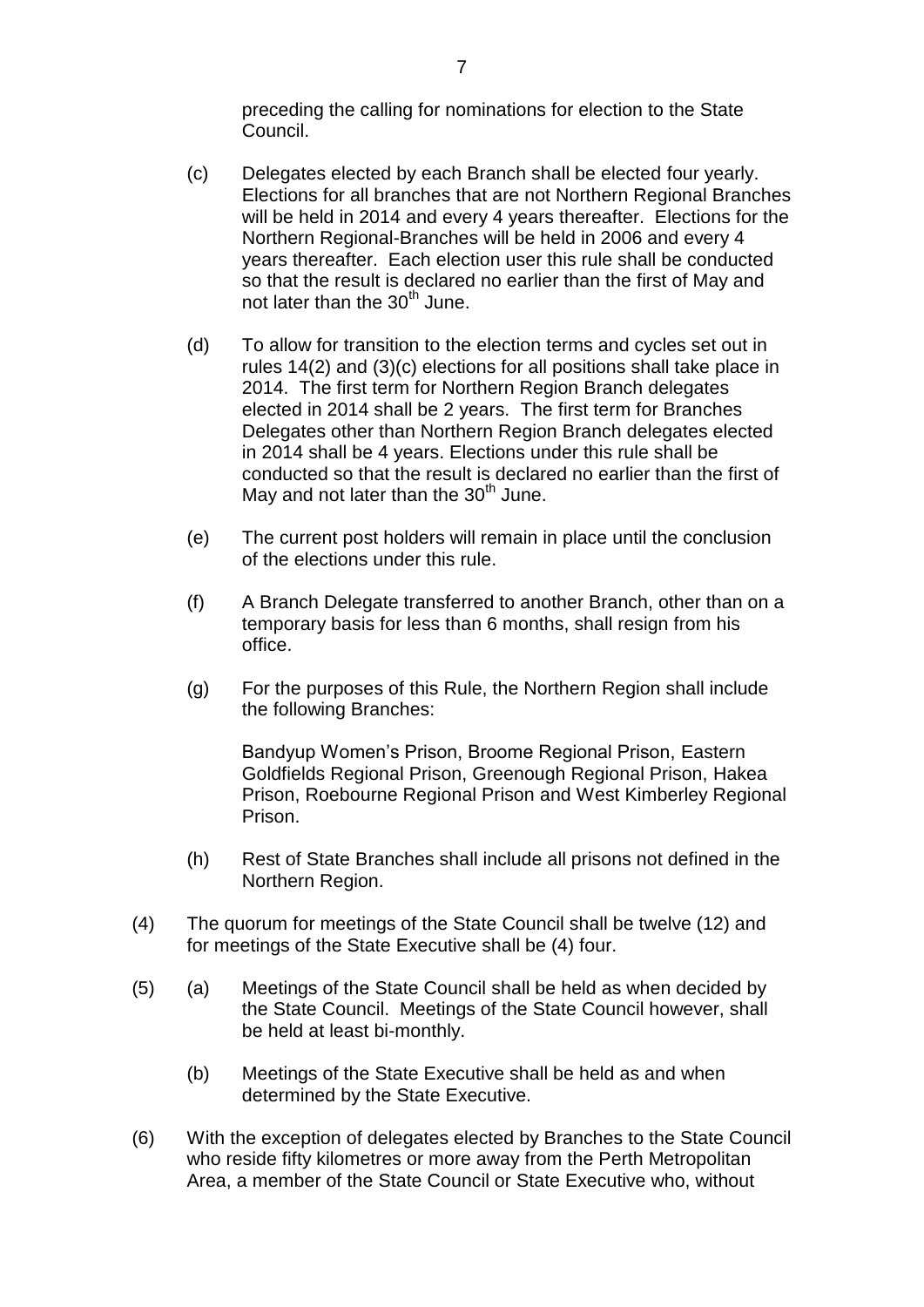preceding the calling for nominations for election to the State Council.

(c) Delegates elected by each Branch shall be elected four yearly. Elections for all branches that are not Northern Regional Branches will be held in 2014 and every 4 years thereafter. Elections for the Northern Regional-Branches will be held in 2006 and every 4 years thereafter. Each election user this rule shall be conducted so that the result is declared no earlier than the first of May and not later than the 30th June.

(d) To allow for transition to the election terms and cycles set out in rules 14(2) and (3)(c) elections for all positions shall take place in 2014. The first term for Northern Region Branch delegates elected in 2014 shall be 2 years. The first term for Branches Delegates other than Northern Region Branch delegates elected in 2014 shall be 4 years. Elections under this rule shall be conducted so that the result is declared no earlier than the first of May and not later than the 30th June.

(e) The current post holders will remain in place until the conclusion of the elections under this rule.

(f) A Branch Delegate transferred to another Branch, other than on a temporary basis for less than 6 months, shall resign from his office.

(g) For the purposes of this Rule, the Northern Region shall include the following Branches:

Bandyup Women's Prison, Broome Regional Prison, Eastern Goldfields Regional Prison, Greenough Regional Prison, Hakea Prison, Roebourne Regional Prison and West Kimberley Regional Prison.

(h) Rest of State Branches shall include all prisons not defined in the Northern Region.

(4) The quorum for meetings of the State Council shall be twelve (12) and for meetings of the State Executive shall be (4) four.

(5) (a) Meetings of the State Council shall be held as when decided by the State Council. Meetings of the State Council however, shall be held at least bi-monthly.

(b) Meetings of the State Executive shall be held as and when determined by the State Executive.

(6) With the exception of delegates elected by Branches to the State Council who reside fifty kilometres or more away from the Perth Metropolitan Area, a member of the State Council or State Executive who, without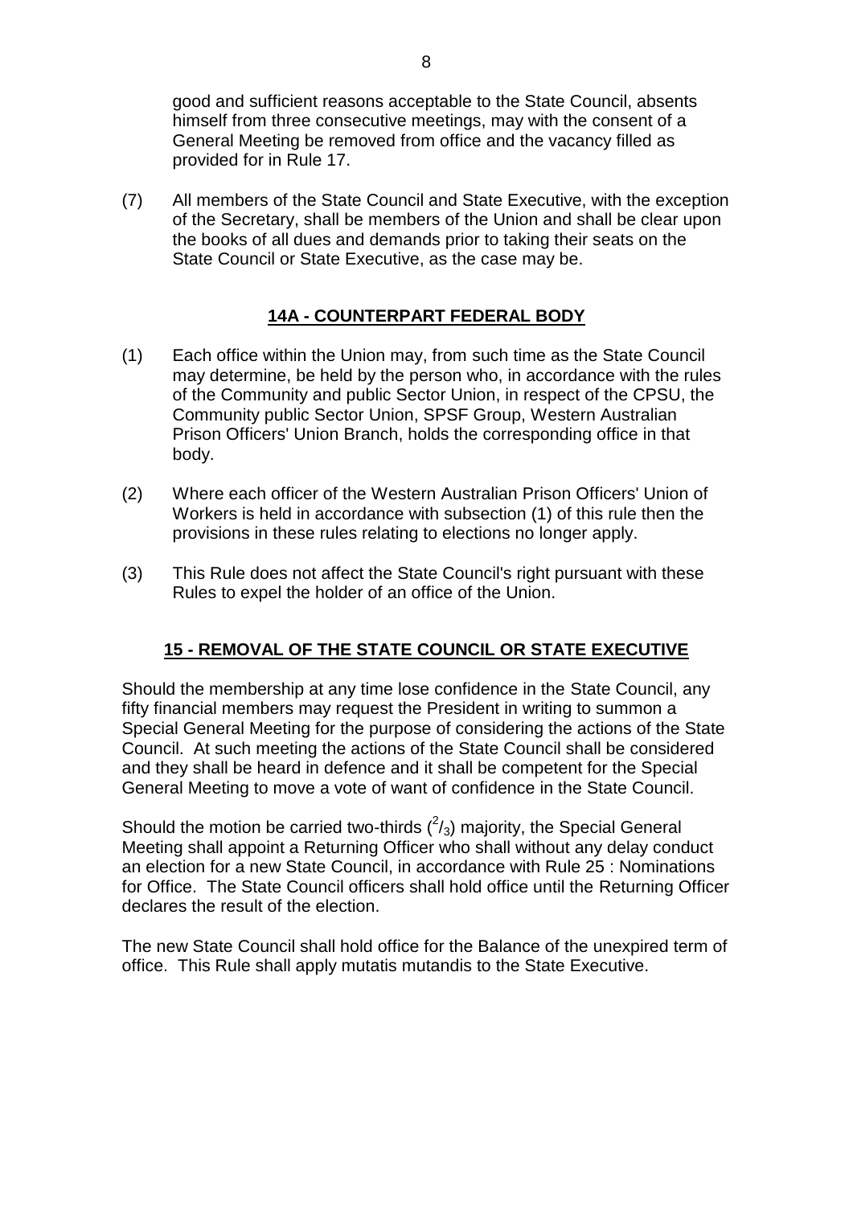good and sufficient reasons acceptable to the State Council, absents himself from three consecutive meetings, may with the consent of a General Meeting be removed from office and the vacancy filled as provided for in Rule 17.

(7) All members of the State Council and State Executive, with the exception of the Secretary, shall be members of the Union and shall be clear upon the books of all dues and demands prior to taking their seats on the State Council or State Executive, as the case may be.

## 14A - COUNTERPART FEDERAL BODY

(1) Each office within the Union may, from such time as the State Council may determine, be held by the person who, in accordance with the rules of the Community and public Sector Union, in respect of the CPSU, the Community public Sector Union, SPSF Group, Western Australian Prison Officers' Union Branch, holds the corresponding office in that body.

(2) Where each officer of the Western Australian Prison Officers' Union of Workers is held in accordance with subsection (1) of this rule then the provisions in these rules relating to elections no longer apply.

(3) This Rule does not affect the State Council's right pursuant with these Rules to expel the holder of an office of the Union.

## 15 - REMOVAL OF THE STATE COUNCIL OR STATE EXECUTIVE

Should the membership at any time lose confidence in the State Council, any fifty financial members may request the President in writing to summon a Special General Meeting for the purpose of considering the actions of the State Council. At such meeting the actions of the State Council shall be considered and they shall be heard in defence and it shall be competent for the Special General Meeting to move a vote of want of confidence in the State Council.

Should the motion be carried two-thirds ($^2/_3$) majority, the Special General Meeting shall appoint a Returning Officer who shall without any delay conduct an election for a new State Council, in accordance with Rule 25 : Nominations for Office. The State Council officers shall hold office until the Returning Officer declares the result of the election.

The new State Council shall hold office for the Balance of the unexpired term of office. This Rule shall apply mutatis mutandis to the State Executive.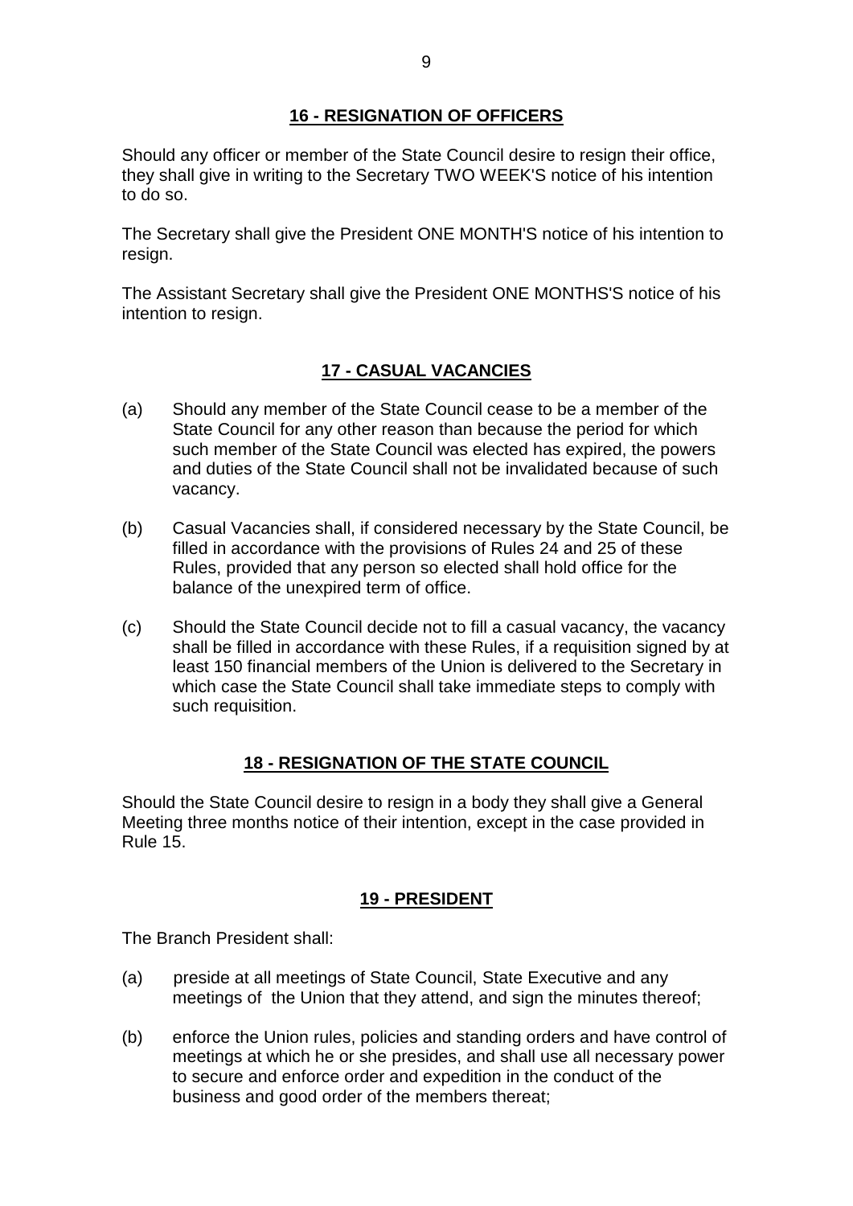## 16 - RESIGNATION OF OFFICERS

Should any officer or member of the State Council desire to resign their office, they shall give in writing to the Secretary TWO WEEK'S notice of his intention to do so.

The Secretary shall give the President ONE MONTH'S notice of his intention to resign.

The Assistant Secretary shall give the President ONE MONTHS'S notice of his intention to resign.

## 17 - CASUAL VACANCIES

(a) Should any member of the State Council cease to be a member of the State Council for any other reason than because the period for which such member of the State Council was elected has expired, the powers and duties of the State Council shall not be invalidated because of such vacancy.

(b) Casual Vacancies shall, if considered necessary by the State Council, be filled in accordance with the provisions of Rules 24 and 25 of these Rules, provided that any person so elected shall hold office for the balance of the unexpired term of office.

(c) Should the State Council decide not to fill a casual vacancy, the vacancy shall be filled in accordance with these Rules, if a requisition signed by at least 150 financial members of the Union is delivered to the Secretary in which case the State Council shall take immediate steps to comply with such requisition.

## 18 - RESIGNATION OF THE STATE COUNCIL

Should the State Council desire to resign in a body they shall give a General Meeting three months notice of their intention, except in the case provided in Rule 15.

## 19 - PRESIDENT

The Branch President shall:

(a) preside at all meetings of State Council, State Executive and any meetings of the Union that they attend, and sign the minutes thereof;

(b) enforce the Union rules, policies and standing orders and have control of meetings at which he or she presides, and shall use all necessary power to secure and enforce order and expedition in the conduct of the business and good order of the members thereat;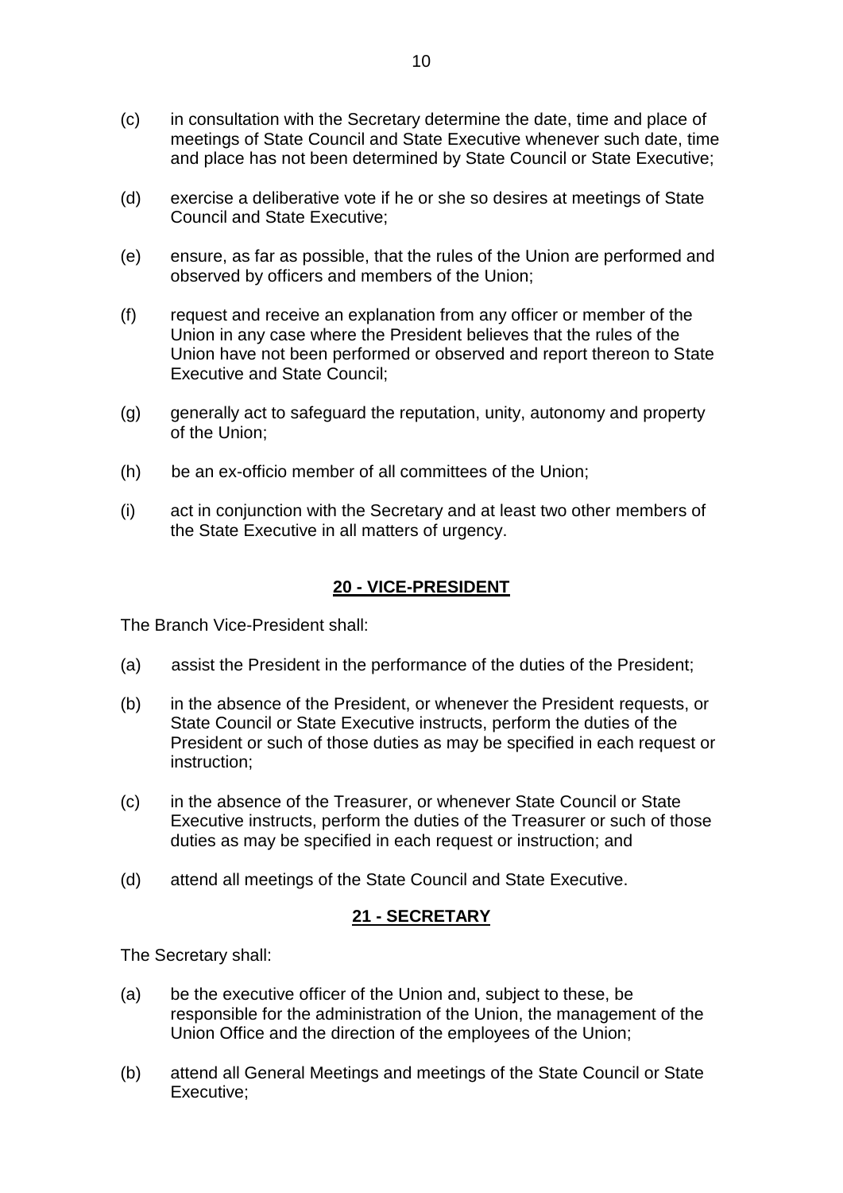(c) in consultation with the Secretary determine the date, time and place of meetings of State Council and State Executive whenever such date, time and place has not been determined by State Council or State Executive;

(d) exercise a deliberative vote if he or she so desires at meetings of State Council and State Executive;

(e) ensure, as far as possible, that the rules of the Union are performed and observed by officers and members of the Union;

(f) request and receive an explanation from any officer or member of the Union in any case where the President believes that the rules of the Union have not been performed or observed and report thereon to State Executive and State Council;

(g) generally act to safeguard the reputation, unity, autonomy and property of the Union;

(h) be an ex-officio member of all committees of the Union;

(i) act in conjunction with the Secretary and at least two other members of the State Executive in all matters of urgency.

## 20 - VICE-PRESIDENT

The Branch Vice-President shall:

(a) assist the President in the performance of the duties of the President;

(b) in the absence of the President, or whenever the President requests, or State Council or State Executive instructs, perform the duties of the President or such of those duties as may be specified in each request or instruction;

(c) in the absence of the Treasurer, or whenever State Council or State Executive instructs, perform the duties of the Treasurer or such of those duties as may be specified in each request or instruction; and

(d) attend all meetings of the State Council and State Executive.

## 21 - SECRETARY

The Secretary shall:

(a) be the executive officer of the Union and, subject to these, be responsible for the administration of the Union, the management of the Union Office and the direction of the employees of the Union;

(b) attend all General Meetings and meetings of the State Council or State Executive;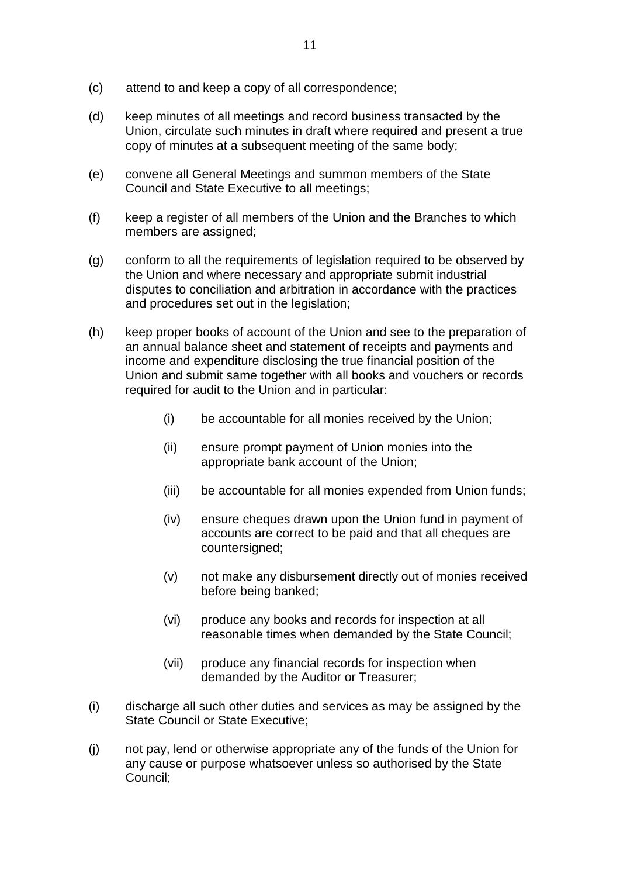(c) attend to and keep a copy of all correspondence;

(d) keep minutes of all meetings and record business transacted by the Union, circulate such minutes in draft where required and present a true copy of minutes at a subsequent meeting of the same body;

(e) convene all General Meetings and summon members of the State Council and State Executive to all meetings;

(f) keep a register of all members of the Union and the Branches to which members are assigned;

(g) conform to all the requirements of legislation required to be observed by the Union and where necessary and appropriate submit industrial disputes to conciliation and arbitration in accordance with the practices and procedures set out in the legislation;

(h) keep proper books of account of the Union and see to the preparation of an annual balance sheet and statement of receipts and payments and income and expenditure disclosing the true financial position of the Union and submit same together with all books and vouchers or records required for audit to the Union and in particular:

   (i) be accountable for all monies received by the Union;

   (ii) ensure prompt payment of Union monies into the appropriate bank account of the Union;

   (iii) be accountable for all monies expended from Union funds;

   (iv) ensure cheques drawn upon the Union fund in payment of accounts are correct to be paid and that all cheques are countersigned;

   (v) not make any disbursement directly out of monies received before being banked;

   (vi) produce any books and records for inspection at all reasonable times when demanded by the State Council;

   (vii) produce any financial records for inspection when demanded by the Auditor or Treasurer;

(i) discharge all such other duties and services as may be assigned by the State Council or State Executive;

(j) not pay, lend or otherwise appropriate any of the funds of the Union for any cause or purpose whatsoever unless so authorised by the State Council;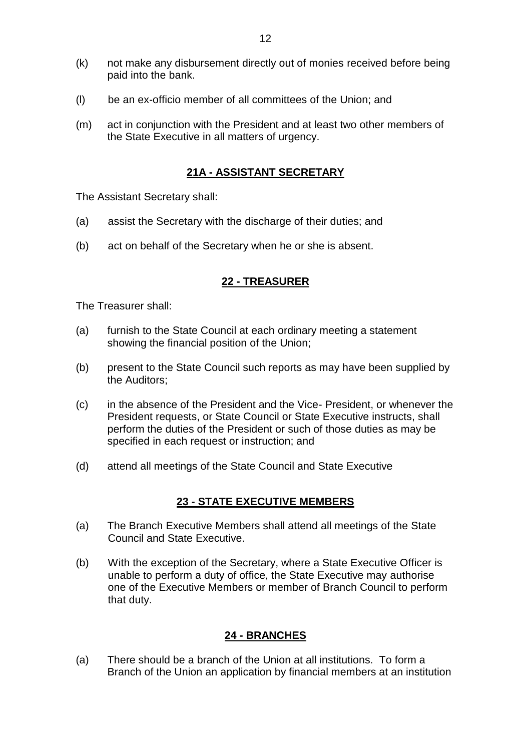(k) not make any disbursement directly out of monies received before being paid into the bank.

(l) be an ex-officio member of all committees of the Union; and

(m) act in conjunction with the President and at least two other members of the State Executive in all matters of urgency.

## 21A - ASSISTANT SECRETARY

The Assistant Secretary shall:

(a) assist the Secretary with the discharge of their duties; and

(b) act on behalf of the Secretary when he or she is absent.

## 22 - TREASURER

The Treasurer shall:

(a) furnish to the State Council at each ordinary meeting a statement showing the financial position of the Union;

(b) present to the State Council such reports as may have been supplied by the Auditors;

(c) in the absence of the President and the Vice- President, or whenever the President requests, or State Council or State Executive instructs, shall perform the duties of the President or such of those duties as may be specified in each request or instruction; and

(d) attend all meetings of the State Council and State Executive

## 23 - STATE EXECUTIVE MEMBERS

(a) The Branch Executive Members shall attend all meetings of the State Council and State Executive.

(b) With the exception of the Secretary, where a State Executive Officer is unable to perform a duty of office, the State Executive may authorise one of the Executive Members or member of Branch Council to perform that duty.

## 24 - BRANCHES

(a) There should be a branch of the Union at all institutions. To form a Branch of the Union an application by financial members at an institution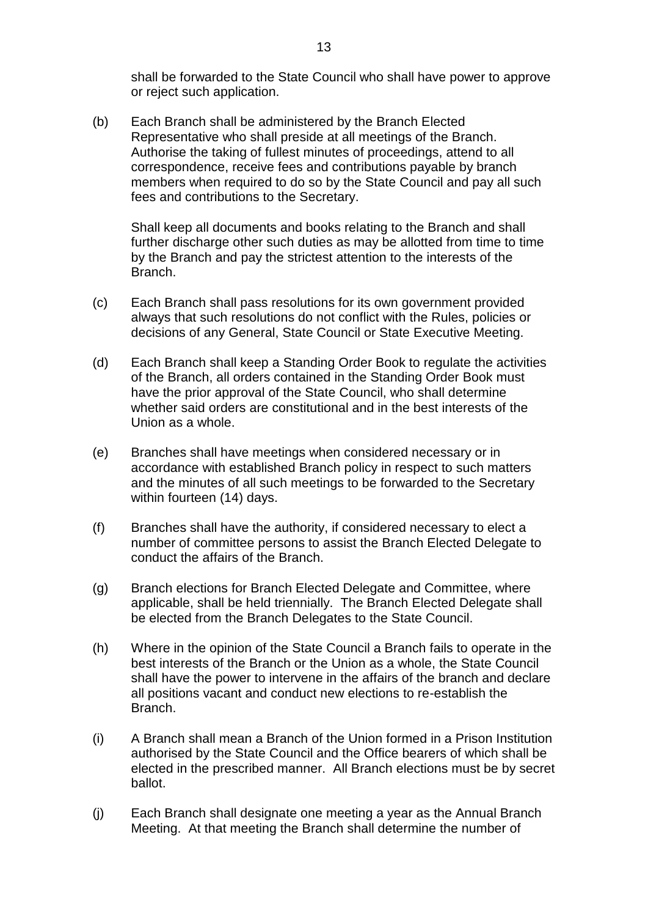shall be forwarded to the State Council who shall have power to approve or reject such application.

(b) Each Branch shall be administered by the Branch Elected Representative who shall preside at all meetings of the Branch. Authorise the taking of fullest minutes of proceedings, attend to all correspondence, receive fees and contributions payable by branch members when required to do so by the State Council and pay all such fees and contributions to the Secretary.

Shall keep all documents and books relating to the Branch and shall further discharge other such duties as may be allotted from time to time by the Branch and pay the strictest attention to the interests of the Branch.

(c) Each Branch shall pass resolutions for its own government provided always that such resolutions do not conflict with the Rules, policies or decisions of any General, State Council or State Executive Meeting.

(d) Each Branch shall keep a Standing Order Book to regulate the activities of the Branch, all orders contained in the Standing Order Book must have the prior approval of the State Council, who shall determine whether said orders are constitutional and in the best interests of the Union as a whole.

(e) Branches shall have meetings when considered necessary or in accordance with established Branch policy in respect to such matters and the minutes of all such meetings to be forwarded to the Secretary within fourteen (14) days.

(f) Branches shall have the authority, if considered necessary to elect a number of committee persons to assist the Branch Elected Delegate to conduct the affairs of the Branch.

(g) Branch elections for Branch Elected Delegate and Committee, where applicable, shall be held triennially. The Branch Elected Delegate shall be elected from the Branch Delegates to the State Council.

(h) Where in the opinion of the State Council a Branch fails to operate in the best interests of the Branch or the Union as a whole, the State Council shall have the power to intervene in the affairs of the branch and declare all positions vacant and conduct new elections to re-establish the Branch.

(i) A Branch shall mean a Branch of the Union formed in a Prison Institution authorised by the State Council and the Office bearers of which shall be elected in the prescribed manner. All Branch elections must be by secret ballot.

(j) Each Branch shall designate one meeting a year as the Annual Branch Meeting. At that meeting the Branch shall determine the number of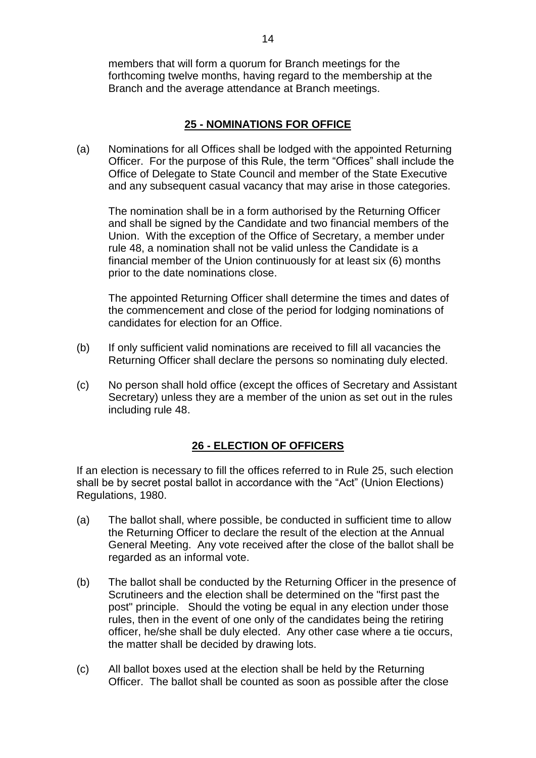members that will form a quorum for Branch meetings for the forthcoming twelve months, having regard to the membership at the Branch and the average attendance at Branch meetings.

## 25 - NOMINATIONS FOR OFFICE

(a) Nominations for all Offices shall be lodged with the appointed Returning Officer. For the purpose of this Rule, the term "Offices" shall include the Office of Delegate to State Council and member of the State Executive and any subsequent casual vacancy that may arise in those categories.

The nomination shall be in a form authorised by the Returning Officer and shall be signed by the Candidate and two financial members of the Union. With the exception of the Office of Secretary, a member under rule 48, a nomination shall not be valid unless the Candidate is a financial member of the Union continuously for at least six (6) months prior to the date nominations close.

The appointed Returning Officer shall determine the times and dates of the commencement and close of the period for lodging nominations of candidates for election for an Office.

(b) If only sufficient valid nominations are received to fill all vacancies the Returning Officer shall declare the persons so nominating duly elected.

(c) No person shall hold office (except the offices of Secretary and Assistant Secretary) unless they are a member of the union as set out in the rules including rule 48.

## 26 - ELECTION OF OFFICERS

If an election is necessary to fill the offices referred to in Rule 25, such election shall be by secret postal ballot in accordance with the "Act" (Union Elections) Regulations, 1980.

(a) The ballot shall, where possible, be conducted in sufficient time to allow the Returning Officer to declare the result of the election at the Annual General Meeting. Any vote received after the close of the ballot shall be regarded as an informal vote.

(b) The ballot shall be conducted by the Returning Officer in the presence of Scrutineers and the election shall be determined on the "first past the post" principle. Should the voting be equal in any election under those rules, then in the event of one only of the candidates being the retiring officer, he/she shall be duly elected. Any other case where a tie occurs, the matter shall be decided by drawing lots.

(c) All ballot boxes used at the election shall be held by the Returning Officer. The ballot shall be counted as soon as possible after the close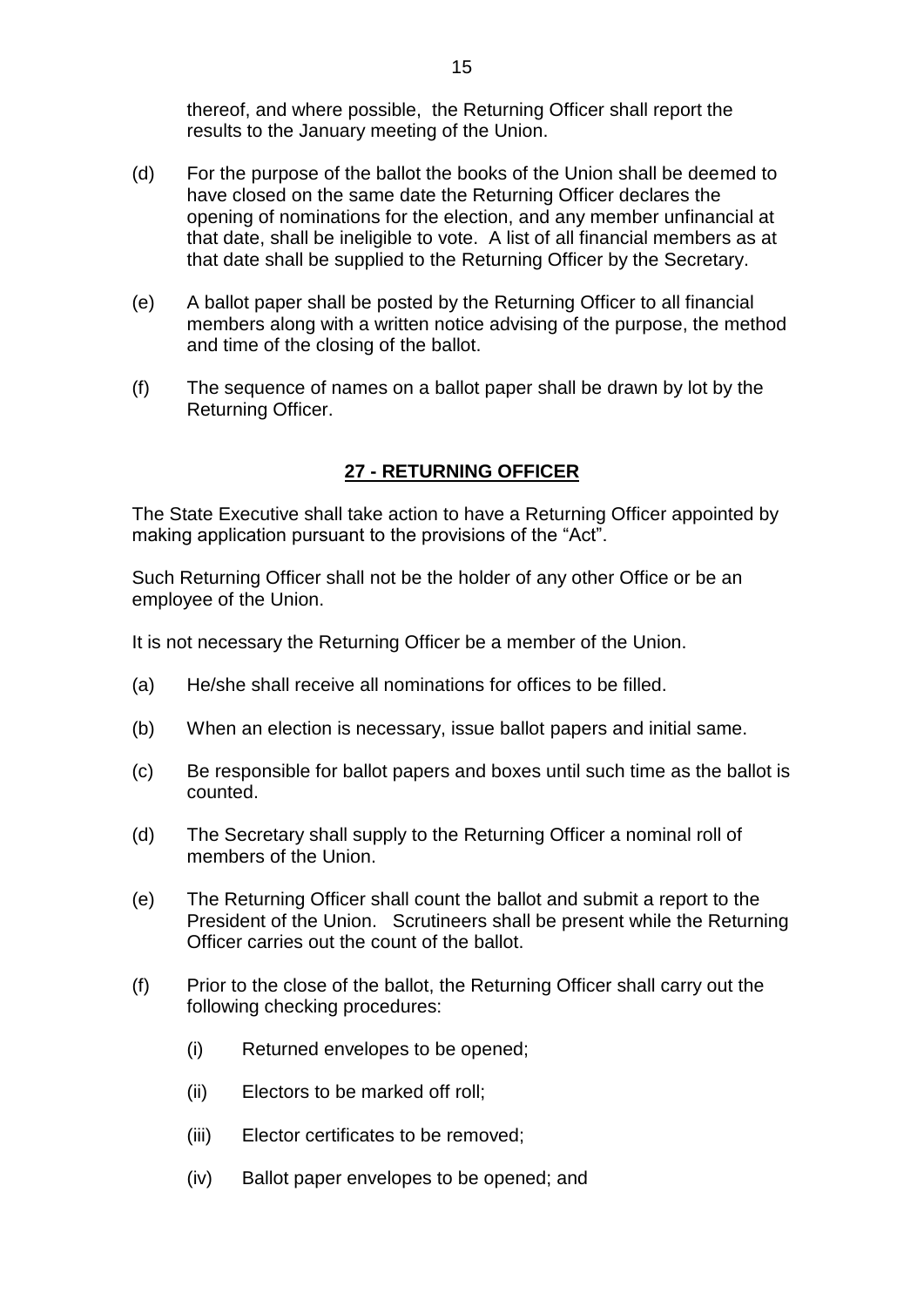thereof, and where possible, the Returning Officer shall report the results to the January meeting of the Union.

(d) For the purpose of the ballot the books of the Union shall be deemed to have closed on the same date the Returning Officer declares the opening of nominations for the election, and any member unfinancial at that date, shall be ineligible to vote. A list of all financial members as at that date shall be supplied to the Returning Officer by the Secretary.

(e) A ballot paper shall be posted by the Returning Officer to all financial members along with a written notice advising of the purpose, the method and time of the closing of the ballot.

(f) The sequence of names on a ballot paper shall be drawn by lot by the Returning Officer.

## **27 - RETURNING OFFICER**

The State Executive shall take action to have a Returning Officer appointed by making application pursuant to the provisions of the "Act".

Such Returning Officer shall not be the holder of any other Office or be an employee of the Union.

It is not necessary the Returning Officer be a member of the Union.

(a) He/she shall receive all nominations for offices to be filled.

(b) When an election is necessary, issue ballot papers and initial same.

(c) Be responsible for ballot papers and boxes until such time as the ballot is counted.

(d) The Secretary shall supply to the Returning Officer a nominal roll of members of the Union.

(e) The Returning Officer shall count the ballot and submit a report to the President of the Union. Scrutineers shall be present while the Returning Officer carries out the count of the ballot.

(f) Prior to the close of the ballot, the Returning Officer shall carry out the following checking procedures:

 (i) Returned envelopes to be opened;

 (ii) Electors to be marked off roll;

 (iii) Elector certificates to be removed;

 (iv) Ballot paper envelopes to be opened; and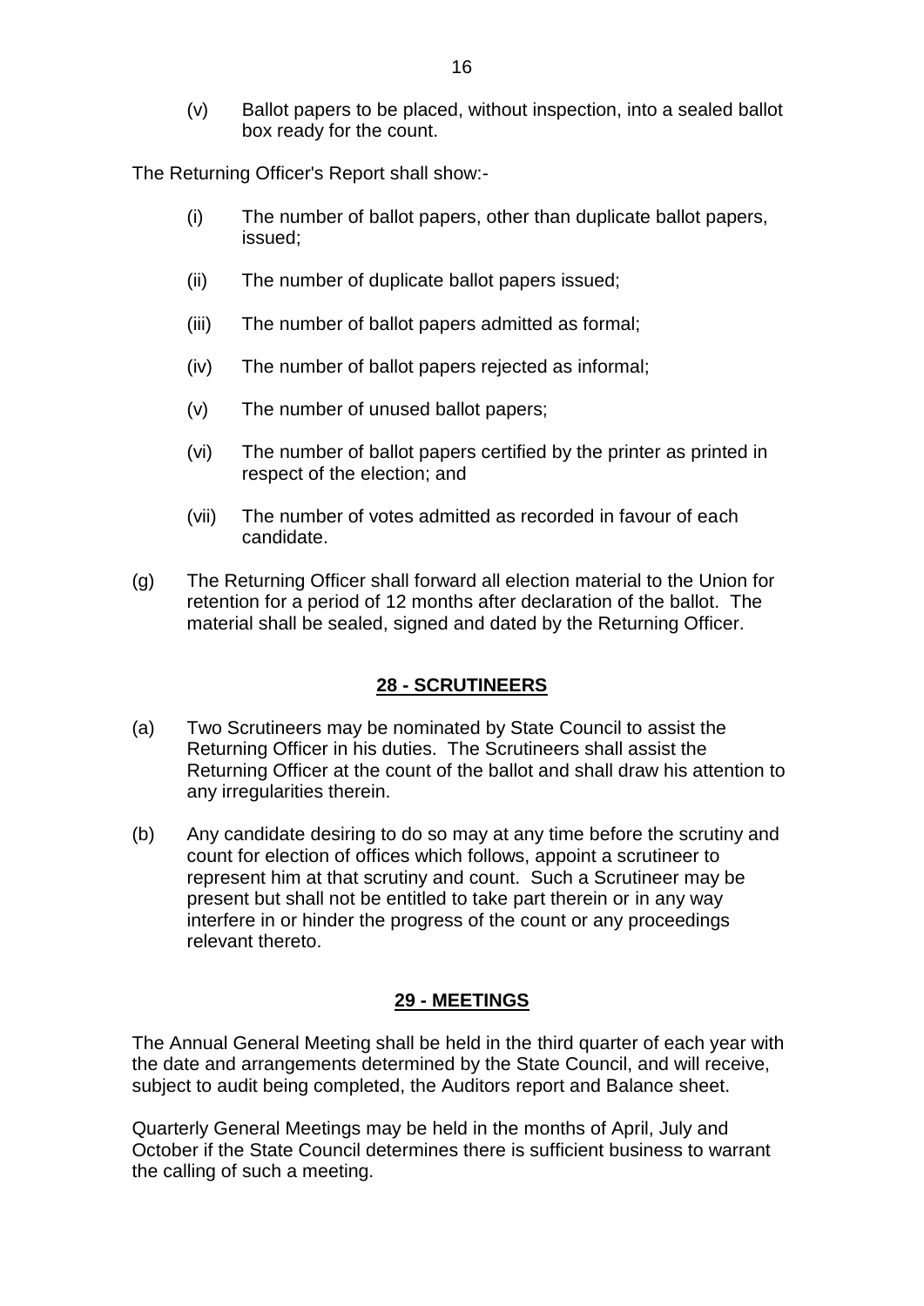(v) Ballot papers to be placed, without inspection, into a sealed ballot box ready for the count.

The Returning Officer's Report shall show:-

(i) The number of ballot papers, other than duplicate ballot papers, issued;

(ii) The number of duplicate ballot papers issued;

(iii) The number of ballot papers admitted as formal;

(iv) The number of ballot papers rejected as informal;

(v) The number of unused ballot papers;

(vi) The number of ballot papers certified by the printer as printed in respect of the election; and

(vii) The number of votes admitted as recorded in favour of each candidate.

(g) The Returning Officer shall forward all election material to the Union for retention for a period of 12 months after declaration of the ballot. The material shall be sealed, signed and dated by the Returning Officer.

## **28 - SCRUTINEERS**

(a) Two Scrutineers may be nominated by State Council to assist the Returning Officer in his duties. The Scrutineers shall assist the Returning Officer at the count of the ballot and shall draw his attention to any irregularities therein.

(b) Any candidate desiring to do so may at any time before the scrutiny and count for election of offices which follows, appoint a scrutineer to represent him at that scrutiny and count. Such a Scrutineer may be present but shall not be entitled to take part therein or in any way interfere in or hinder the progress of the count or any proceedings relevant thereto.

## **29 - MEETINGS**

The Annual General Meeting shall be held in the third quarter of each year with the date and arrangements determined by the State Council, and will receive, subject to audit being completed, the Auditors report and Balance sheet.

Quarterly General Meetings may be held in the months of April, July and October if the State Council determines there is sufficient business to warrant the calling of such a meeting.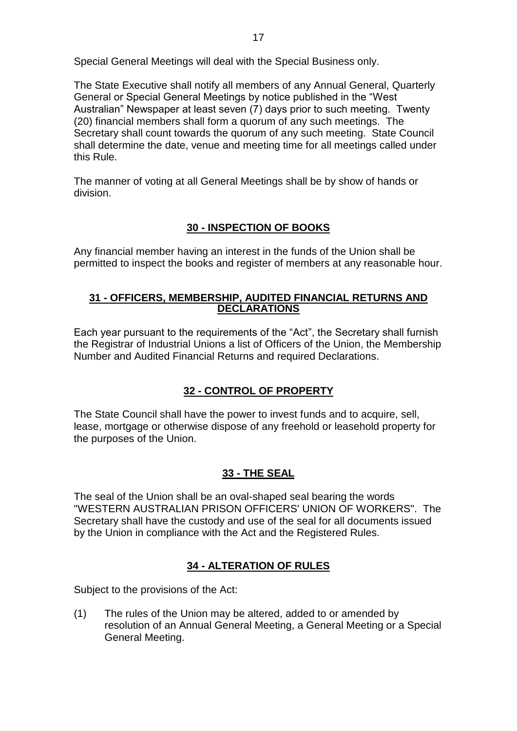Special General Meetings will deal with the Special Business only.

The State Executive shall notify all members of any Annual General, Quarterly General or Special General Meetings by notice published in the "West Australian" Newspaper at least seven (7) days prior to such meeting. Twenty (20) financial members shall form a quorum of any such meetings. The Secretary shall count towards the quorum of any such meeting. State Council shall determine the date, venue and meeting time for all meetings called under this Rule.

The manner of voting at all General Meetings shall be by show of hands or division.

## 30 - INSPECTION OF BOOKS

Any financial member having an interest in the funds of the Union shall be permitted to inspect the books and register of members at any reasonable hour.

## 31 - OFFICERS, MEMBERSHIP, AUDITED FINANCIAL RETURNS AND DECLARATIONS

Each year pursuant to the requirements of the "Act", the Secretary shall furnish the Registrar of Industrial Unions a list of Officers of the Union, the Membership Number and Audited Financial Returns and required Declarations.

## 32 - CONTROL OF PROPERTY

The State Council shall have the power to invest funds and to acquire, sell, lease, mortgage or otherwise dispose of any freehold or leasehold property for the purposes of the Union.

## 33 - THE SEAL

The seal of the Union shall be an oval-shaped seal bearing the words "WESTERN AUSTRALIAN PRISON OFFICERS' UNION OF WORKERS". The Secretary shall have the custody and use of the seal for all documents issued by the Union in compliance with the Act and the Registered Rules.

## 34 - ALTERATION OF RULES

Subject to the provisions of the Act:

(1) The rules of the Union may be altered, added to or amended by resolution of an Annual General Meeting, a General Meeting or a Special General Meeting.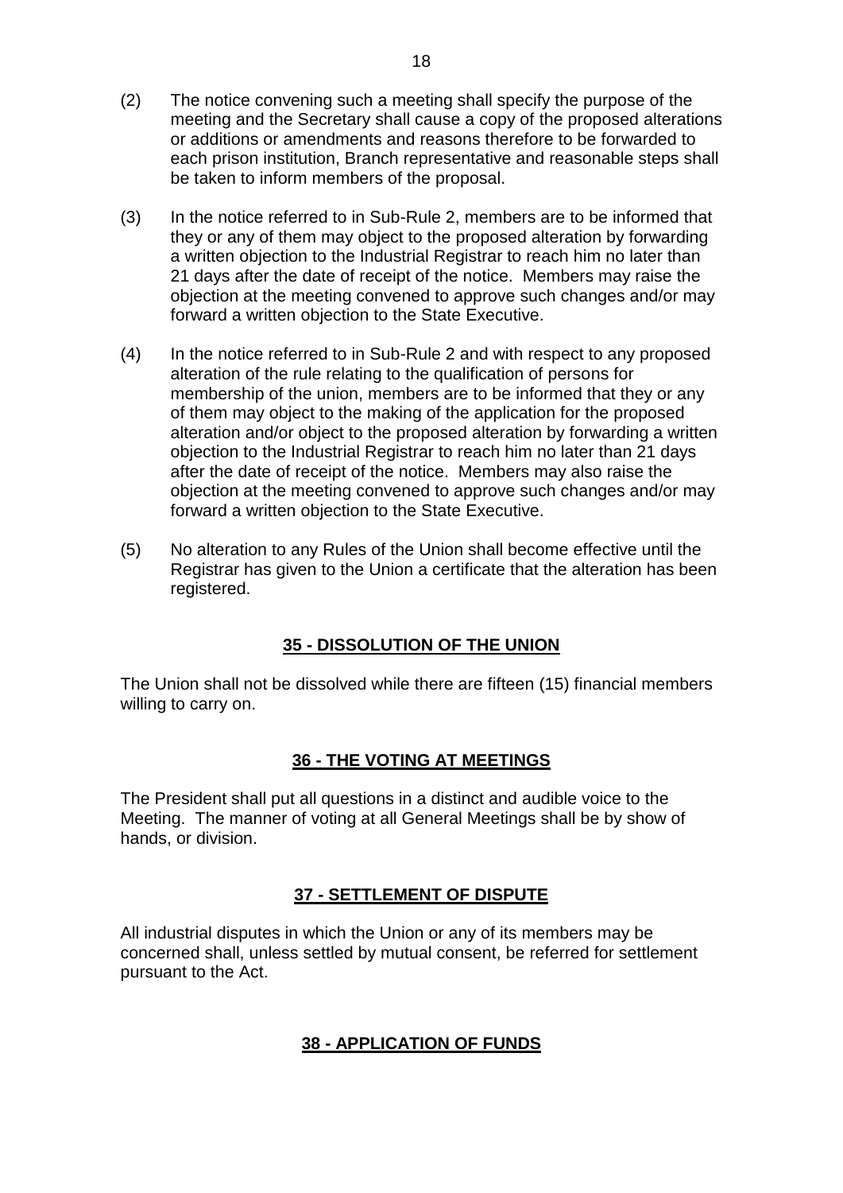(2) The notice convening such a meeting shall specify the purpose of the meeting and the Secretary shall cause a copy of the proposed alterations or additions or amendments and reasons therefore to be forwarded to each prison institution, Branch representative and reasonable steps shall be taken to inform members of the proposal.

(3) In the notice referred to in Sub-Rule 2, members are to be informed that they or any of them may object to the proposed alteration by forwarding a written objection to the Industrial Registrar to reach him no later than 21 days after the date of receipt of the notice. Members may raise the objection at the meeting convened to approve such changes and/or may forward a written objection to the State Executive.

(4) In the notice referred to in Sub-Rule 2 and with respect to any proposed alteration of the rule relating to the qualification of persons for membership of the union, members are to be informed that they or any of them may object to the making of the application for the proposed alteration and/or object to the proposed alteration by forwarding a written objection to the Industrial Registrar to reach him no later than 21 days after the date of receipt of the notice. Members may also raise the objection at the meeting convened to approve such changes and/or may forward a written objection to the State Executive.

(5) No alteration to any Rules of the Union shall become effective until the Registrar has given to the Union a certificate that the alteration has been registered.

## 35 - DISSOLUTION OF THE UNION

The Union shall not be dissolved while there are fifteen (15) financial members willing to carry on.

## 36 - THE VOTING AT MEETINGS

The President shall put all questions in a distinct and audible voice to the Meeting. The manner of voting at all General Meetings shall be by show of hands, or division.

## 37 - SETTLEMENT OF DISPUTE

All industrial disputes in which the Union or any of its members may be concerned shall, unless settled by mutual consent, be referred for settlement pursuant to the Act.

## 38 - APPLICATION OF FUNDS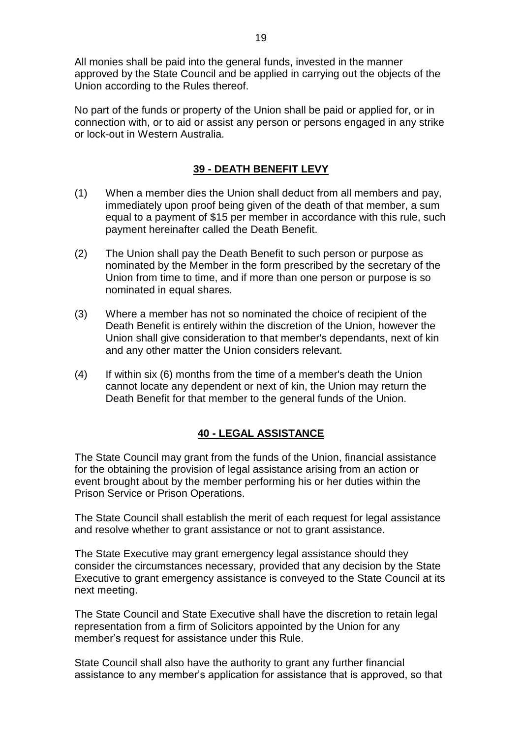All monies shall be paid into the general funds, invested in the manner approved by the State Council and be applied in carrying out the objects of the Union according to the Rules thereof.

No part of the funds or property of the Union shall be paid or applied for, or in connection with, or to aid or assist any person or persons engaged in any strike or lock-out in Western Australia.

## 39 - DEATH BENEFIT LEVY

(1) When a member dies the Union shall deduct from all members and pay, immediately upon proof being given of the death of that member, a sum equal to a payment of $15 per member in accordance with this rule, such payment hereinafter called the Death Benefit.

(2) The Union shall pay the Death Benefit to such person or purpose as nominated by the Member in the form prescribed by the secretary of the Union from time to time, and if more than one person or purpose is so nominated in equal shares.

(3) Where a member has not so nominated the choice of recipient of the Death Benefit is entirely within the discretion of the Union, however the Union shall give consideration to that member's dependants, next of kin and any other matter the Union considers relevant.

(4) If within six (6) months from the time of a member's death the Union cannot locate any dependent or next of kin, the Union may return the Death Benefit for that member to the general funds of the Union.

## 40 - LEGAL ASSISTANCE

The State Council may grant from the funds of the Union, financial assistance for the obtaining the provision of legal assistance arising from an action or event brought about by the member performing his or her duties within the Prison Service or Prison Operations.

The State Council shall establish the merit of each request for legal assistance and resolve whether to grant assistance or not to grant assistance.

The State Executive may grant emergency legal assistance should they consider the circumstances necessary, provided that any decision by the State Executive to grant emergency assistance is conveyed to the State Council at its next meeting.

The State Council and State Executive shall have the discretion to retain legal representation from a firm of Solicitors appointed by the Union for any member's request for assistance under this Rule.

State Council shall also have the authority to grant any further financial assistance to any member's application for assistance that is approved, so that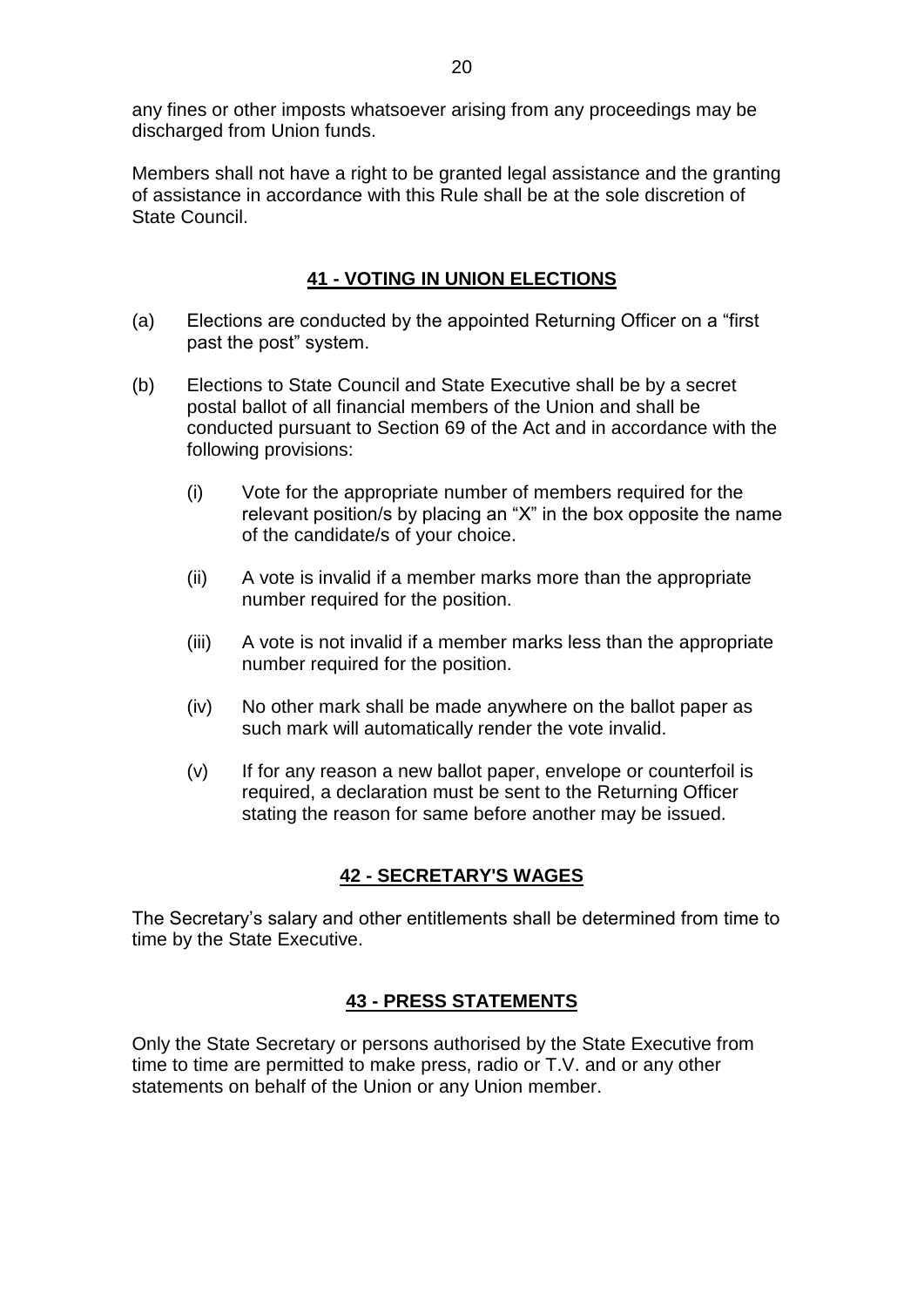any fines or other imposts whatsoever arising from any proceedings may be discharged from Union funds.

Members shall not have a right to be granted legal assistance and the granting of assistance in accordance with this Rule shall be at the sole discretion of State Council.

## 41 - VOTING IN UNION ELECTIONS

(a) Elections are conducted by the appointed Returning Officer on a "first past the post" system.

(b) Elections to State Council and State Executive shall be by a secret postal ballot of all financial members of the Union and shall be conducted pursuant to Section 69 of the Act and in accordance with the following provisions:

  (i) Vote for the appropriate number of members required for the relevant position/s by placing an "X" in the box opposite the name of the candidate/s of your choice.

  (ii) A vote is invalid if a member marks more than the appropriate number required for the position.

  (iii) A vote is not invalid if a member marks less than the appropriate number required for the position.

  (iv) No other mark shall be made anywhere on the ballot paper as such mark will automatically render the vote invalid.

  (v) If for any reason a new ballot paper, envelope or counterfoil is required, a declaration must be sent to the Returning Officer stating the reason for same before another may be issued.

## 42 - SECRETARY'S WAGES

The Secretary's salary and other entitlements shall be determined from time to time by the State Executive.

## 43 - PRESS STATEMENTS

Only the State Secretary or persons authorised by the State Executive from time to time are permitted to make press, radio or T.V. and or any other statements on behalf of the Union or any Union member.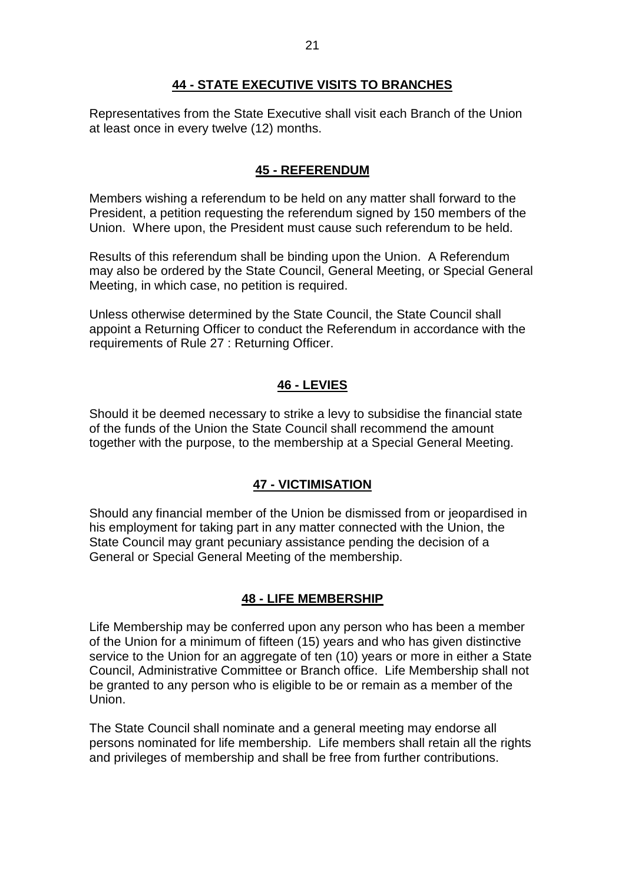## 44 - STATE EXECUTIVE VISITS TO BRANCHES

Representatives from the State Executive shall visit each Branch of the Union at least once in every twelve (12) months.

## 45 - REFERENDUM

Members wishing a referendum to be held on any matter shall forward to the President, a petition requesting the referendum signed by 150 members of the Union. Where upon, the President must cause such referendum to be held.

Results of this referendum shall be binding upon the Union. A Referendum may also be ordered by the State Council, General Meeting, or Special General Meeting, in which case, no petition is required.

Unless otherwise determined by the State Council, the State Council shall appoint a Returning Officer to conduct the Referendum in accordance with the requirements of Rule 27 : Returning Officer.

## 46 - LEVIES

Should it be deemed necessary to strike a levy to subsidise the financial state of the funds of the Union the State Council shall recommend the amount together with the purpose, to the membership at a Special General Meeting.

## 47 - VICTIMISATION

Should any financial member of the Union be dismissed from or jeopardised in his employment for taking part in any matter connected with the Union, the State Council may grant pecuniary assistance pending the decision of a General or Special General Meeting of the membership.

## 48 - LIFE MEMBERSHIP

Life Membership may be conferred upon any person who has been a member of the Union for a minimum of fifteen (15) years and who has given distinctive service to the Union for an aggregate of ten (10) years or more in either a State Council, Administrative Committee or Branch office. Life Membership shall not be granted to any person who is eligible to be or remain as a member of the Union.

The State Council shall nominate and a general meeting may endorse all persons nominated for life membership. Life members shall retain all the rights and privileges of membership and shall be free from further contributions.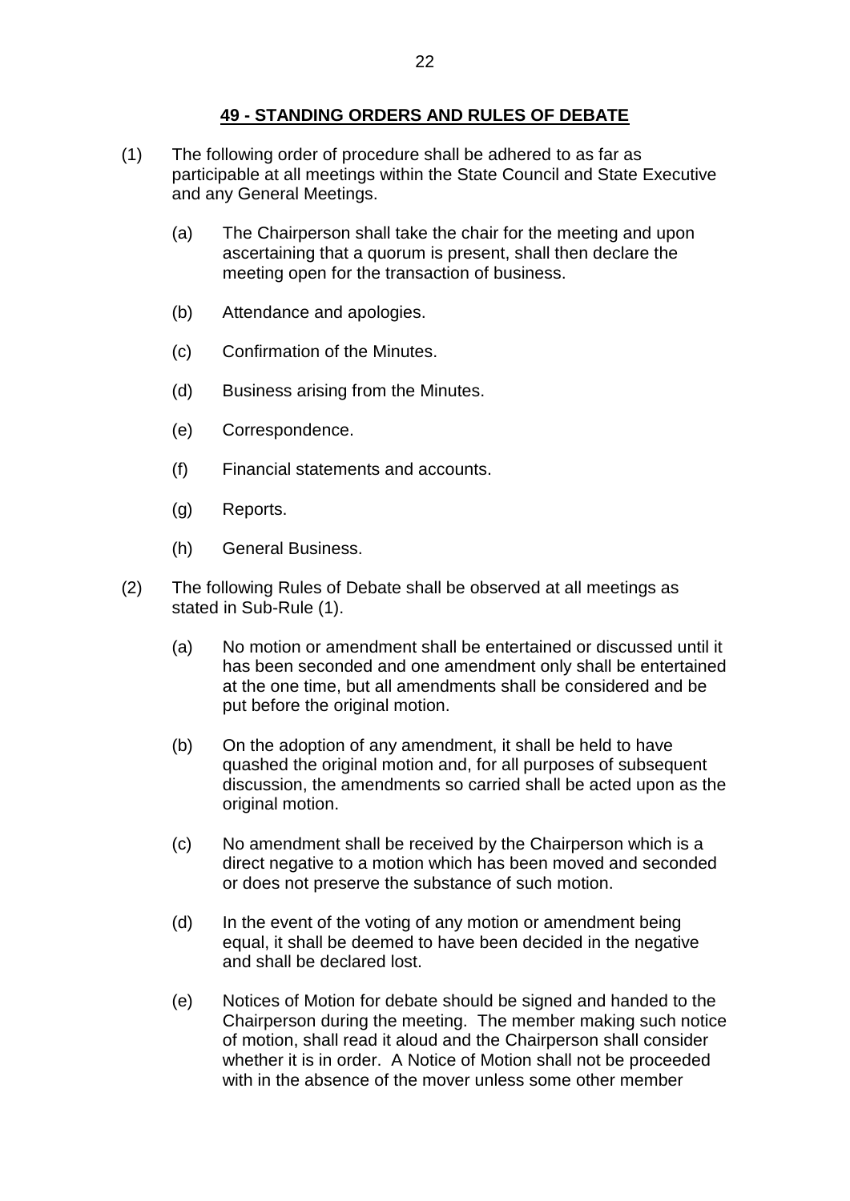## 49 - STANDING ORDERS AND RULES OF DEBATE

(1) The following order of procedure shall be adhered to as far as participable at all meetings within the State Council and State Executive and any General Meetings.

   (a) The Chairperson shall take the chair for the meeting and upon ascertaining that a quorum is present, shall then declare the meeting open for the transaction of business.

   (b) Attendance and apologies.

   (c) Confirmation of the Minutes.

   (d) Business arising from the Minutes.

   (e) Correspondence.

   (f) Financial statements and accounts.

   (g) Reports.

   (h) General Business.

(2) The following Rules of Debate shall be observed at all meetings as stated in Sub-Rule (1).

   (a) No motion or amendment shall be entertained or discussed until it has been seconded and one amendment only shall be entertained at the one time, but all amendments shall be considered and be put before the original motion.

   (b) On the adoption of any amendment, it shall be held to have quashed the original motion and, for all purposes of subsequent discussion, the amendments so carried shall be acted upon as the original motion.

   (c) No amendment shall be received by the Chairperson which is a direct negative to a motion which has been moved and seconded or does not preserve the substance of such motion.

   (d) In the event of the voting of any motion or amendment being equal, it shall be deemed to have been decided in the negative and shall be declared lost.

   (e) Notices of Motion for debate should be signed and handed to the Chairperson during the meeting. The member making such notice of motion, shall read it aloud and the Chairperson shall consider whether it is in order. A Notice of Motion shall not be proceeded with in the absence of the mover unless some other member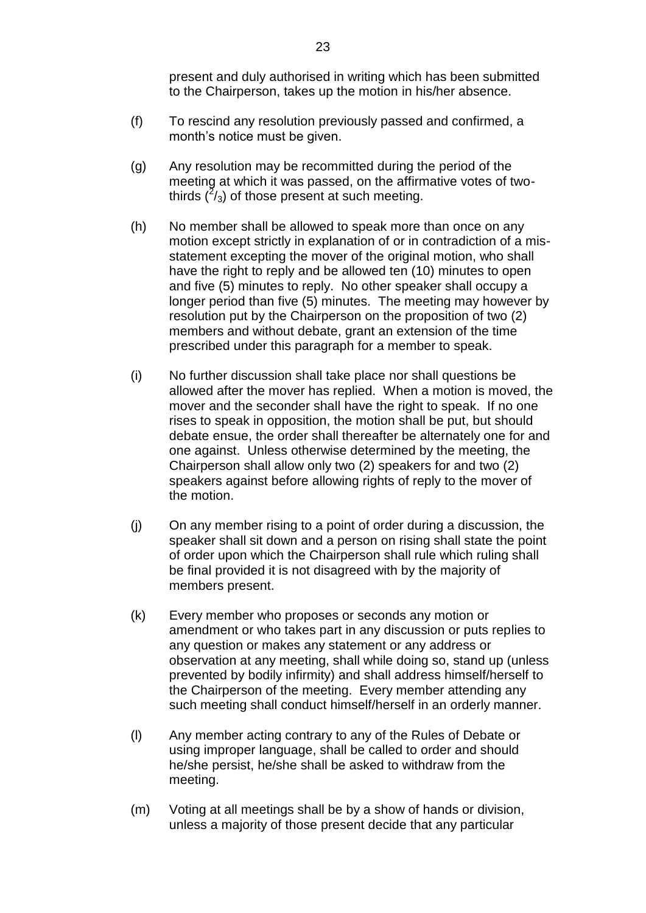present and duly authorised in writing which has been submitted to the Chairperson, takes up the motion in his/her absence.

(f) To rescind any resolution previously passed and confirmed, a month's notice must be given.

(g) Any resolution may be recommitted during the period of the meeting at which it was passed, on the affirmative votes of two-thirds ($^2/_3$) of those present at such meeting.

(h) No member shall be allowed to speak more than once on any motion except strictly in explanation of or in contradiction of a mis-statement excepting the mover of the original motion, who shall have the right to reply and be allowed ten (10) minutes to open and five (5) minutes to reply. No other speaker shall occupy a longer period than five (5) minutes. The meeting may however by resolution put by the Chairperson on the proposition of two (2) members and without debate, grant an extension of the time prescribed under this paragraph for a member to speak.

(i) No further discussion shall take place nor shall questions be allowed after the mover has replied. When a motion is moved, the mover and the seconder shall have the right to speak. If no one rises to speak in opposition, the motion shall be put, but should debate ensue, the order shall thereafter be alternately one for and one against. Unless otherwise determined by the meeting, the Chairperson shall allow only two (2) speakers for and two (2) speakers against before allowing rights of reply to the mover of the motion.

(j) On any member rising to a point of order during a discussion, the speaker shall sit down and a person on rising shall state the point of order upon which the Chairperson shall rule which ruling shall be final provided it is not disagreed with by the majority of members present.

(k) Every member who proposes or seconds any motion or amendment or who takes part in any discussion or puts replies to any question or makes any statement or any address or observation at any meeting, shall while doing so, stand up (unless prevented by bodily infirmity) and shall address himself/herself to the Chairperson of the meeting. Every member attending any such meeting shall conduct himself/herself in an orderly manner.

(l) Any member acting contrary to any of the Rules of Debate or using improper language, shall be called to order and should he/she persist, he/she shall be asked to withdraw from the meeting.

(m) Voting at all meetings shall be by a show of hands or division, unless a majority of those present decide that any particular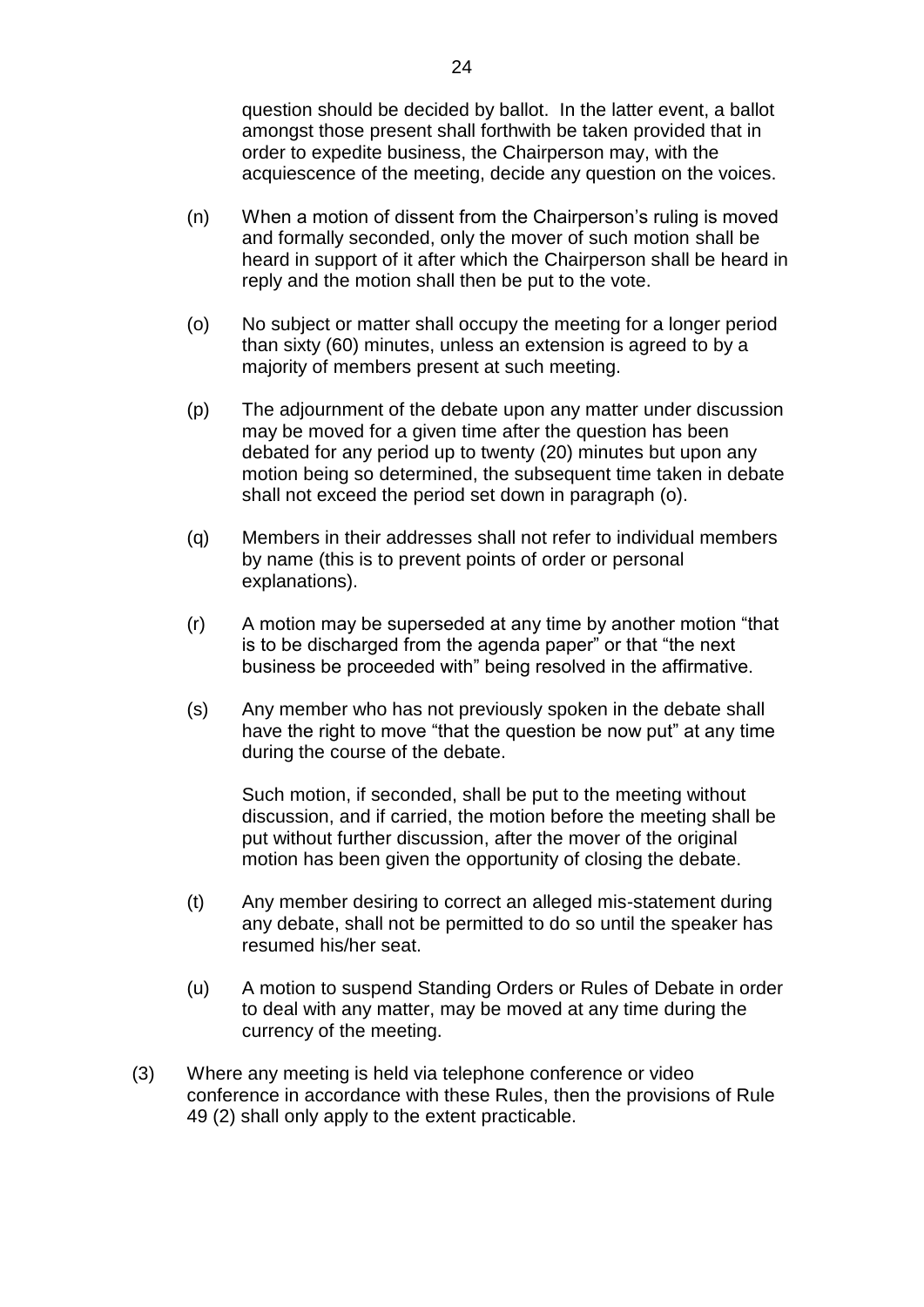question should be decided by ballot. In the latter event, a ballot amongst those present shall forthwith be taken provided that in order to expedite business, the Chairperson may, with the acquiescence of the meeting, decide any question on the voices.

(n) When a motion of dissent from the Chairperson's ruling is moved and formally seconded, only the mover of such motion shall be heard in support of it after which the Chairperson shall be heard in reply and the motion shall then be put to the vote.

(o) No subject or matter shall occupy the meeting for a longer period than sixty (60) minutes, unless an extension is agreed to by a majority of members present at such meeting.

(p) The adjournment of the debate upon any matter under discussion may be moved for a given time after the question has been debated for any period up to twenty (20) minutes but upon any motion being so determined, the subsequent time taken in debate shall not exceed the period set down in paragraph (o).

(q) Members in their addresses shall not refer to individual members by name (this is to prevent points of order or personal explanations).

(r) A motion may be superseded at any time by another motion "that is to be discharged from the agenda paper" or that "the next business be proceeded with" being resolved in the affirmative.

(s) Any member who has not previously spoken in the debate shall have the right to move "that the question be now put" at any time during the course of the debate.

Such motion, if seconded, shall be put to the meeting without discussion, and if carried, the motion before the meeting shall be put without further discussion, after the mover of the original motion has been given the opportunity of closing the debate.

(t) Any member desiring to correct an alleged mis-statement during any debate, shall not be permitted to do so until the speaker has resumed his/her seat.

(u) A motion to suspend Standing Orders or Rules of Debate in order to deal with any matter, may be moved at any time during the currency of the meeting.

(3) Where any meeting is held via telephone conference or video conference in accordance with these Rules, then the provisions of Rule 49 (2) shall only apply to the extent practicable.